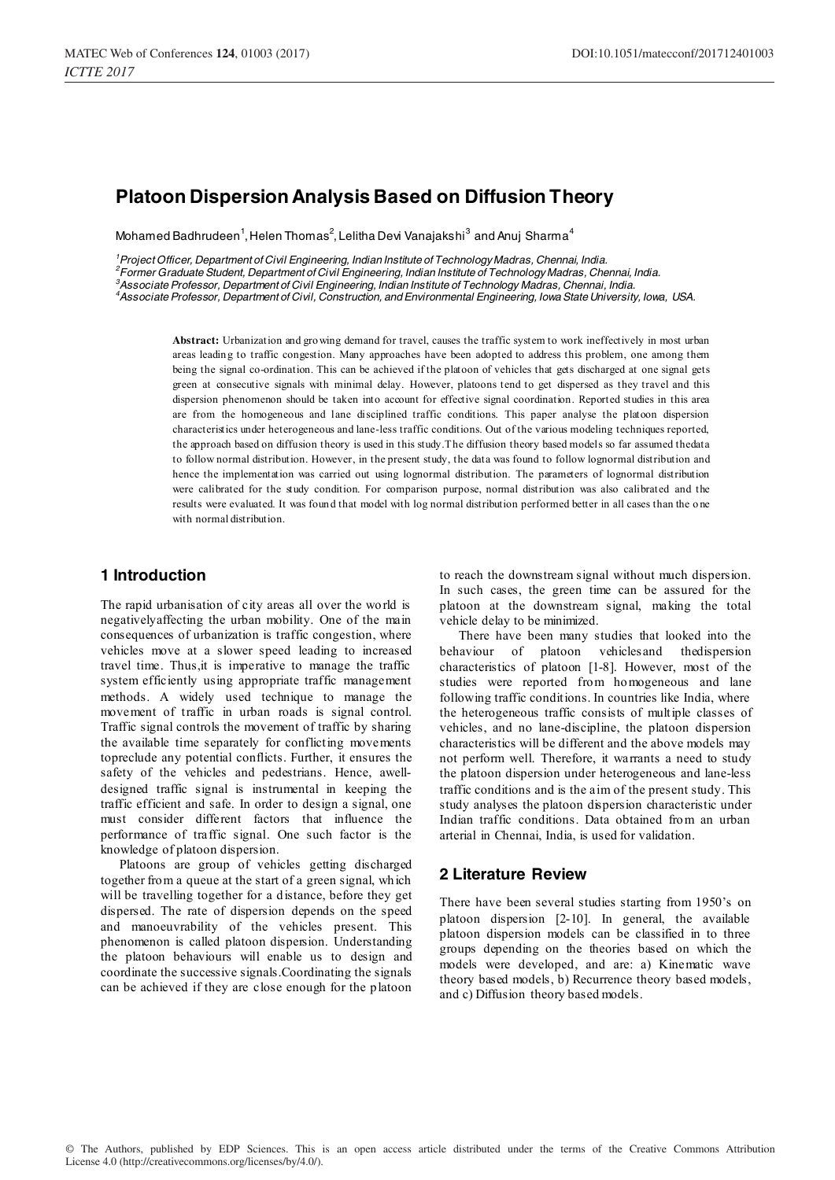# Platoon Dispersion Analysis Based on Diffusion Theory

Mohamed Badhrudeen[1], Helen Thomas[2], Lelitha Devi Vanajakshi[3] and Anuj Sharma[4]

[1]*Project Officer, Department of Civil Engineering, Indian Institute of Technology Madras, Chennai, India.*
[2]*Former Graduate Student, Department of Civil Engineering, Indian Institute of Technology Madras, Chennai, India.*
[3]*Associate Professor, Department of Civil Engineering, Indian Institute of Technology Madras, Chennai, India.*
[4]*Associate Professor, Department of Civil, Construction, and Environmental Engineering, Iowa State University, Iowa, USA.*

**Abstract:** Urbanization and growing demand for travel, causes the traffic system to work ineffectively in most urban areas leading to traffic congestion. Many approaches have been adopted to address this problem, one among them being the signal co-ordination. This can be achieved if the platoon of vehicles that gets discharged at one signal gets green at consecutive signals with minimal delay. However, platoons tend to get dispersed as they travel and this dispersion phenomenon should be taken into account for effective signal coordination. Reported studies in this area are from the homogeneous and lane disciplined traffic conditions. This paper analyse the platoon dispersion characteristics under heterogeneous and lane-less traffic conditions. Out of the various modeling techniques reported, the approach based on diffusion theory is used in this study.The diffusion theory based models so far assumed thedata to follow normal distribution. However, in the present study, the data was found to follow lognormal distribution and hence the implementation was carried out using lognormal distribution. The parameters of lognormal distribution were calibrated for the study condition. For comparison purpose, normal distribution was also calibrated and the results were evaluated. It was found that model with log normal distribution performed better in all cases than the one with normal distribution.

## 1 Introduction

The rapid urbanisation of city areas all over the world is negativelyaffecting the urban mobility. One of the main consequences of urbanization is traffic congestion, where vehicles move at a slower speed leading to increased travel time. Thus,it is imperative to manage the traffic system efficiently using appropriate traffic management methods. A widely used technique to manage the movement of traffic in urban roads is signal control. Traffic signal controls the movement of traffic by sharing the available time separately for conflicting movements topreclude any potential conflicts. Further, it ensures the safety of the vehicles and pedestrians. Hence, awell-designed traffic signal is instrumental in keeping the traffic efficient and safe. In order to design a signal, one must consider different factors that influence the performance of traffic signal. One such factor is the knowledge of platoon dispersion.

Platoons are group of vehicles getting discharged together from a queue at the start of a green signal, which will be travelling together for a distance, before they get dispersed. The rate of dispersion depends on the speed and manoeuvrability of the vehicles present. This phenomenon is called platoon dispersion. Understanding the platoon behaviours will enable us to design and coordinate the successive signals.Coordinating the signals can be achieved if they are close enough for the platoon to reach the downstream signal without much dispersion. In such cases, the green time can be assured for the platoon at the downstream signal, making the total vehicle delay to be minimized.

There have been many studies that looked into the behaviour of platoon vehiclesand thedispersion characteristics of platoon [1-8]. However, most of the studies were reported from homogeneous and lane following traffic conditions. In countries like India, where the heterogeneous traffic consists of multiple classes of vehicles, and no lane-discipline, the platoon dispersion characteristics will be different and the above models may not perform well. Therefore, it warrants a need to study the platoon dispersion under heterogeneous and lane-less traffic conditions and is the aim of the present study. This study analyses the platoon dispersion characteristic under Indian traffic conditions. Data obtained from an urban arterial in Chennai, India, is used for validation.

## 2 Literature Review

There have been several studies starting from 1950's on platoon dispersion [2-10]. In general, the available platoon dispersion models can be classified in to three groups depending on the theories based on which the models were developed, and are: a) Kinematic wave theory based models, b) Recurrence theory based models, and c) Diffusion theory based models.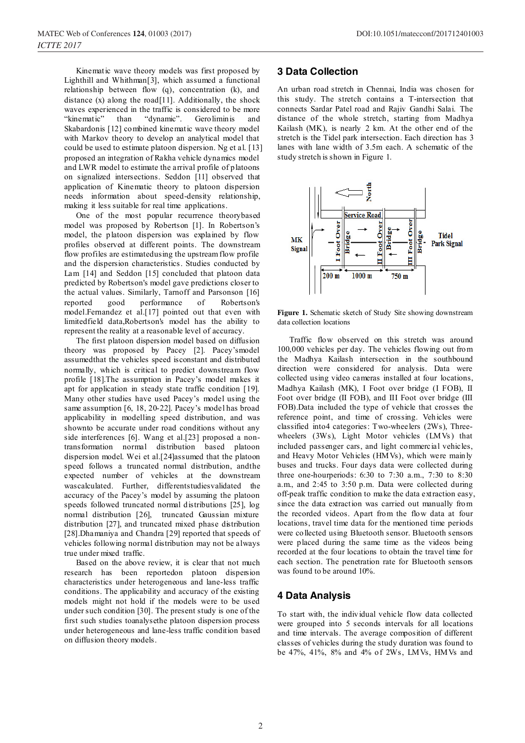Kinematic wave theory models was first proposed by Lighthill and Whithman[3], which assumed a functional relationship between flow (q), concentration (k), and distance (x) along the road[11]. Additionally, the shock waves experienced in the traffic is considered to be more "kinematic" than "dynamic". Geroliminis and Skabardonis [12] combined kinematic wave theory model with Markov theory to develop an analytical model that could be used to estimate platoon dispersion. Ng et al. [13] proposed an integration of Rakha vehicle dynamics model and LWR model to estimate the arrival profile of platoons on signalized intersections. Seddon [11] observed that application of Kinematic theory to platoon dispersion needs information about speed-density relationship, making it less suitable for real time applications.

One of the most popular recurrence theorybased model was proposed by Robertson [1]. In Robertson's model, the platoon dispersion was explained by flow profiles observed at different points. The downstream flow profiles are estimatedusing the upstream flow profile and the dispersion characteristics. Studies conducted by Lam [14] and Seddon [15] concluded that platoon data predicted by Robertson's model gave predictions closer to the actual values. Similarly, Tarnoff and Parsonson [16] reported good performance of Robertson's model.Fernandez et al.[17] pointed out that even with limitedfield data,Robertson's model has the ability to represent the reality at a reasonable level of accuracy.

The first platoon dispersion model based on diffusion theory was proposed by Pacey [2]. Pacey'smodel assumedthat the vehicles speed isconstant and distributed normally, which is critical to predict downstream flow profile [18].The assumption in Pacey's model makes it apt for application in steady state traffic condition [19]. Many other studies have used Pacey's model using the same assumption [6, 18, 20-22]. Pacey's model has broad applicability in modelling speed distribution, and was shownto be accurate under road conditions without any side interferences [6]. Wang et al.[23] proposed a non-transformation normal distribution based platoon dispersion model. Wei et al.[24]assumed that the platoon speed follows a truncated normal distribution, andthe expected number of vehicles at the downstream wascalculated. Further, differentstudiesvalidated the accuracy of the Pacey's model by assuming the platoon speeds followed truncated normal distributions [25], log normal distribution [26], truncated Gaussian mixture distribution [27], and truncated mixed phase distribution [28].Dhamaniya and Chandra [29] reported that speeds of vehicles following normal distribution may not be always true under mixed traffic.

Based on the above review, it is clear that not much research has been reportedon platoon dispersion characteristics under heterogeneous and lane-less traffic conditions. The applicability and accuracy of the existing models might not hold if the models were to be used under such condition [30]. The present study is one of the first such studies toanalysethe platoon dispersion process under heterogeneous and lane-less traffic condition based on diffusion theory models.

## 3 Data Collection

An urban road stretch in Chennai, India was chosen for this study. The stretch contains a T-intersection that connects Sardar Patel road and Rajiv Gandhi Salai. The distance of the whole stretch, starting from Madhya Kailash (MK), is nearly 2 km. At the other end of the stretch is the Tidel park intersection. Each direction has 3 lanes with lane width of 3.5m each. A schematic of the study stretch is shown in Figure 1.

**Figure 1.** Schematic sketch of Study Site showing downstream data collection locations

Traffic flow observed on this stretch was around 100,000 vehicles per day. The vehicles flowing out from the Madhya Kailash intersection in the southbound direction were considered for analysis. Data were collected using video cameras installed at four locations, Madhya Kailash (MK), I Foot over bridge (I FOB), II Foot over bridge (II FOB), and III Foot over bridge (III FOB).Data included the type of vehicle that crosses the reference point, and time of crossing. Vehicles were classified into4 categories: Two-wheelers (2Ws), Three-wheelers (3Ws), Light Motor vehicles (LMVs) that included passenger cars, and light commercial vehicles, and Heavy Motor Vehicles (HMVs), which were mainly buses and trucks. Four days data were collected during three one-hourperiods: 6:30 to 7:30 a.m., 7:30 to 8:30 a.m., and 2:45 to 3:50 p.m. Data were collected during off-peak traffic condition to make the data extraction easy, since the data extraction was carried out manually from the recorded videos. Apart from the flow data at four locations, travel time data for the mentioned time periods were collected using Bluetooth sensor. Bluetooth sensors were placed during the same time as the videos being recorded at the four locations to obtain the travel time for each section. The penetration rate for Bluetooth sensors was found to be around 10%.

## 4 Data Analysis

To start with, the individual vehicle flow data collected were grouped into 5 seconds intervals for all locations and time intervals. The average composition of different classes of vehicles during the study duration was found to be 47%, 41%, 8% and 4% of 2Ws, LMVs, HMVs and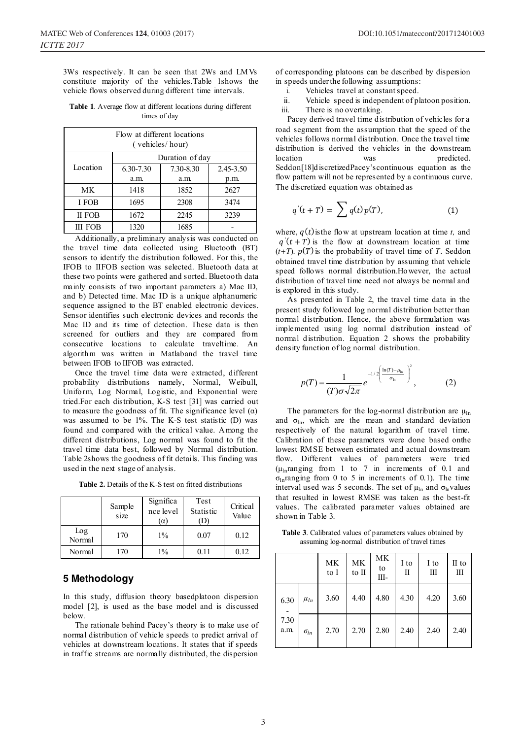3Ws respectively. It can be seen that 2Ws and LMVs constitute majority of the vehicles.Table 1shows the vehicle flows observed during different time intervals.

**Table 1**. Average flow at different locations during different times of day

| Flow at different locations ( vehicles/ hour) | | | |
|---|---|---|---|
| Location | Duration of day | | |
| | 6.30-7.30 a.m. | 7.30-8.30 a.m. | 2.45-3.50 p.m. |
| MK | 1418 | 1852 | 2627 |
| I FOB | 1695 | 2308 | 3474 |
| II FOB | 1672 | 2245 | 3239 |
| III FOB | 1320 | 1685 | - |

Additionally, a preliminary analysis was conducted on the travel time data collected using Bluetooth (BT) sensors to identify the distribution followed. For this, the IFOB to IIFOB section was selected. Bluetooth data at these two points were gathered and sorted. Bluetooth data mainly consists of two important parameters a) Mac ID, and b) Detected time. Mac ID is a unique alphanumeric sequence assigned to the BT enabled electronic devices. Sensor identifies such electronic devices and records the Mac ID and its time of detection. These data is then screened for outliers and they are compared from consecutive locations to calculate traveltime. An algorithm was written in Matlaband the travel time between IFOB to IIFOB was extracted.

Once the travel time data were extracted, different probability distributions namely, Normal, Weibull, Uniform, Log Normal, Logistic, and Exponential were tried.For each distribution, K-S test [31] was carried out to measure the goodness of fit. The significance level (α) was assumed to be 1%. The K-S test statistic (D) was found and compared with the critical value. Among the different distributions, Log normal was found to fit the travel time data best, followed by Normal distribution. Table 2shows the goodness of fit details. This finding was used in the next stage of analysis.

**Table 2.** Details of the K-S test on fitted distributions

| | Sample size | Significance level (α) | Test Statistic (D) | Critical Value |
|---|---|---|---|---|
| Log Normal | 170 | 1% | 0.07 | 0.12 |
| Normal | 170 | 1% | 0.11 | 0.12 |

## 5 Methodology

In this study, diffusion theory basedplatoon dispersion model [2], is used as the base model and is discussed below.

The rationale behind Pacey's theory is to make use of normal distribution of vehicle speeds to predict arrival of vehicles at downstream locations. It states that if speeds in traffic streams are normally distributed, the dispersion of corresponding platoons can be described by dispersion in speeds under the following assumptions:

i. Vehicles travel at constant speed.
ii. Vehicle speed is independent of platoon position.
iii. There is no overtaking.

Pacey derived travel time distribution of vehicles for a road segment from the assumption that the speed of the vehicles follows normal distribution. Once the travel time distribution is derived the vehicles in the downstream location was predicted. Seddon[18]discretizedPacey'scontinuous equation as the flow pattern will not be represented by a continuous curve. The discretized equation was obtained as

$$q'(t+T) = \sum q(t)\,p(T), \tag{1}$$

where, $q(t)$ isthe flow at upstream location at time $t$, and $q'(t+T)$ is the flow at downstream location at time $(t+T)$. $p(T)$ is the probability of travel time of $T$. Seddon obtained travel time distribution by assuming that vehicle speed follows normal distribution.However, the actual distribution of travel time need not always be normal and is explored in this study.

As presented in Table 2, the travel time data in the present study followed log normal distribution better than normal distribution. Hence, the above formulation was implemented using log normal distribution instead of normal distribution. Equation 2 shows the probability density function of log normal distribution.

$$p(T) = \frac{1}{(T)\sigma\sqrt{2\pi}} e^{-1/2\left(\frac{\ln(T)-\mu_{\ln}}{\sigma_{\ln}}\right)^2}, \tag{2}$$

The parameters for the log-normal distribution are $\mu_{\ln}$ and $\sigma_{\ln}$, which are the mean and standard deviation respectively of the natural logarithm of travel time. Calibration of these parameters were done based onthe lowest RMSE between estimated and actual downstream flow. Different values of parameters were tried ($\mu_{\ln}$ranging from 1 to 7 in increments of 0.1 and $\sigma_{\ln}$ranging from 0 to 5 in increments of 0.1). The time interval used was 5 seconds. The set of $\mu_{\ln}$ and $\sigma_{\ln}$values that resulted in lowest RMSE was taken as the best-fit values. The calibrated parameter values obtained are shown in Table 3.

**Table 3**. Calibrated values of parameters values obtained by assuming log-normal distribution of travel times

| | | MK to I | MK to II | MK to III- | I to II | I to III | II to III |
|---|---|---|---|---|---|---|---|
| 6.30 - 7.30 a.m. | $\mu_{ln}$ | 3.60 | 4.40 | 4.80 | 4.30 | 4.20 | 3.60 |
| | $\sigma_{ln}$ | 2.70 | 2.70 | 2.80 | 2.40 | 2.40 | 2.40 |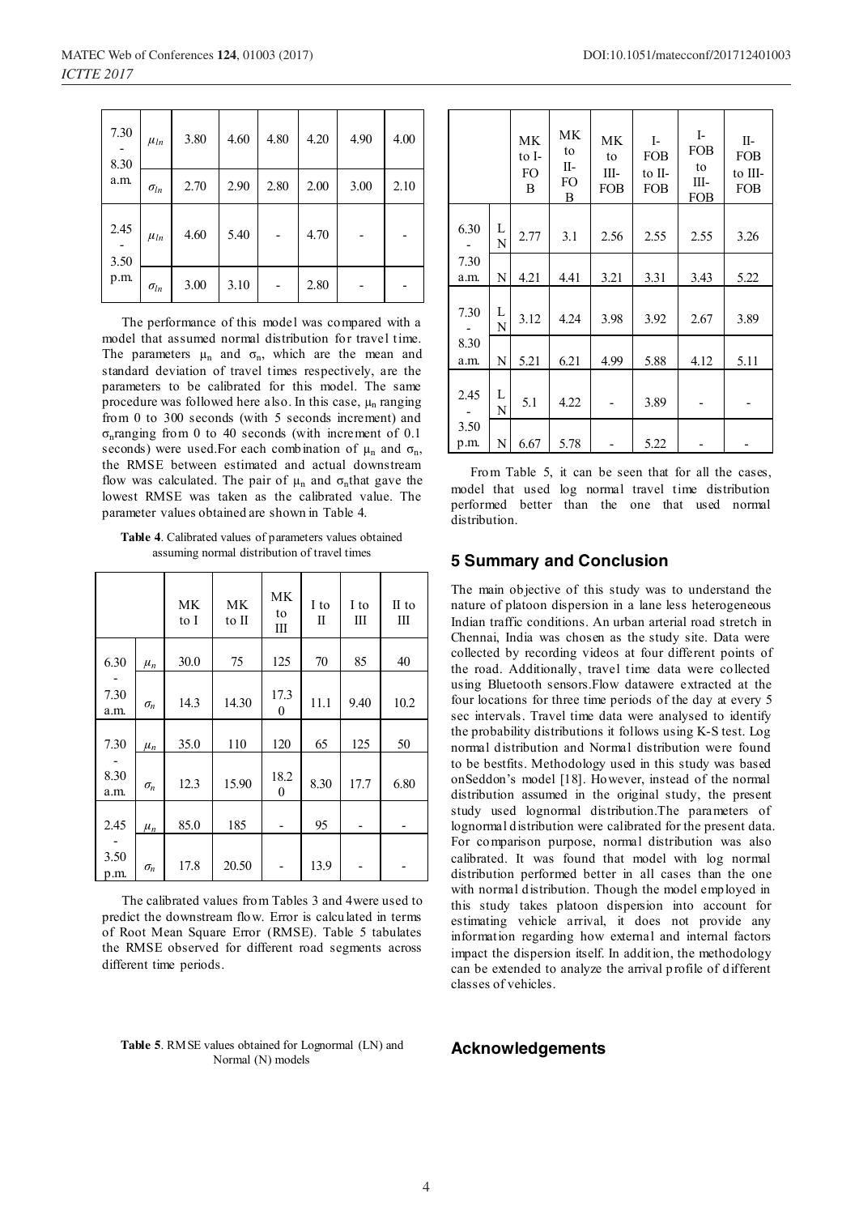| | | | | | | | |
|---|---|---|---|---|---|---|---|
| 7.30 - 8.30 a.m. | $\mu_{ln}$ | 3.80 | 4.60 | 4.80 | 4.20 | 4.90 | 4.00 |
| | $\sigma_{ln}$ | 2.70 | 2.90 | 2.80 | 2.00 | 3.00 | 2.10 |
| 2.45 - 3.50 p.m. | $\mu_{ln}$ | 4.60 | 5.40 | - | 4.70 | - | - |
| | $\sigma_{ln}$ | 3.00 | 3.10 | - | 2.80 | - | - |

The performance of this model was compared with a model that assumed normal distribution for travel time. The parameters $\mu_n$ and $\sigma_n$, which are the mean and standard deviation of travel times respectively, are the parameters to be calibrated for this model. The same procedure was followed here also. In this case, $\mu_n$ ranging from 0 to 300 seconds (with 5 seconds increment) and $\sigma_n$ranging from 0 to 40 seconds (with increment of 0.1 seconds) were used.For each combination of $\mu_n$ and $\sigma_n$, the RMSE between estimated and actual downstream flow was calculated. The pair of $\mu_n$ and $\sigma_n$that gave the lowest RMSE was taken as the calibrated value. The parameter values obtained are shown in Table 4.

**Table 4**. Calibrated values of parameters values obtained assuming normal distribution of travel times

| | | MK to I | MK to II | MK to III | I to II | I to III | II to III |
|---|---|---|---|---|---|---|---|
| 6.30 - 7.30 a.m. | $\mu_n$ | 30.0 | 75 | 125 | 70 | 85 | 40 |
| | $\sigma_n$ | 14.3 | 14.30 | 17.30 | 11.1 | 9.40 | 10.2 |
| 7.30 - 8.30 a.m. | $\mu_n$ | 35.0 | 110 | 120 | 65 | 125 | 50 |
| | $\sigma_n$ | 12.3 | 15.90 | 18.20 | 8.30 | 17.7 | 6.80 |
| 2.45 - 3.50 p.m. | $\mu_n$ | 85.0 | 185 | - | 95 | - | - |
| | $\sigma_n$ | 17.8 | 20.50 | - | 13.9 | - | - |

The calibrated values from Tables 3 and 4were used to predict the downstream flow. Error is calculated in terms of Root Mean Square Error (RMSE). Table 5 tabulates the RMSE observed for different road segments across different time periods.

**Table 5**. RMSE values obtained for Lognormal (LN) and Normal (N) models

| | | MK to I-FOB | MK to II-FOB | MK to III-FOB | I-FOB to II-FOB | I-FOB to III-FOB | II-FOB to III-FOB |
|---|---|---|---|---|---|---|---|
| 6.30 - 7.30 a.m. | LN | 2.77 | 3.1 | 2.56 | 2.55 | 2.55 | 3.26 |
| | N | 4.21 | 4.41 | 3.21 | 3.31 | 3.43 | 5.22 |
| 7.30 - 8.30 a.m. | LN | 3.12 | 4.24 | 3.98 | 3.92 | 2.67 | 3.89 |
| | N | 5.21 | 6.21 | 4.99 | 5.88 | 4.12 | 5.11 |
| 2.45 - 3.50 p.m. | LN | 5.1 | 4.22 | - | 3.89 | - | - |
| | N | 6.67 | 5.78 | - | 5.22 | - | - |

From Table 5, it can be seen that for all the cases, model that used log normal travel time distribution performed better than the one that used normal distribution.

## 5 Summary and Conclusion

The main objective of this study was to understand the nature of platoon dispersion in a lane less heterogeneous Indian traffic conditions. An urban arterial road stretch in Chennai, India was chosen as the study site. Data were collected by recording videos at four different points of the road. Additionally, travel time data were collected using Bluetooth sensors.Flow datawere extracted at the four locations for three time periods of the day at every 5 sec intervals. Travel time data were analysed to identify the probability distributions it follows using K-S test. Log normal distribution and Normal distribution were found to be bestfits. Methodology used in this study was based onSeddon's model [18]. However, instead of the normal distribution assumed in the original study, the present study used lognormal distribution.The parameters of lognormal distribution were calibrated for the present data. For comparison purpose, normal distribution was also calibrated. It was found that model with log normal distribution performed better in all cases than the one with normal distribution. Though the model employed in this study takes platoon dispersion into account for estimating vehicle arrival, it does not provide any information regarding how external and internal factors impact the dispersion itself. In addition, the methodology can be extended to analyze the arrival profile of different classes of vehicles.

## Acknowledgements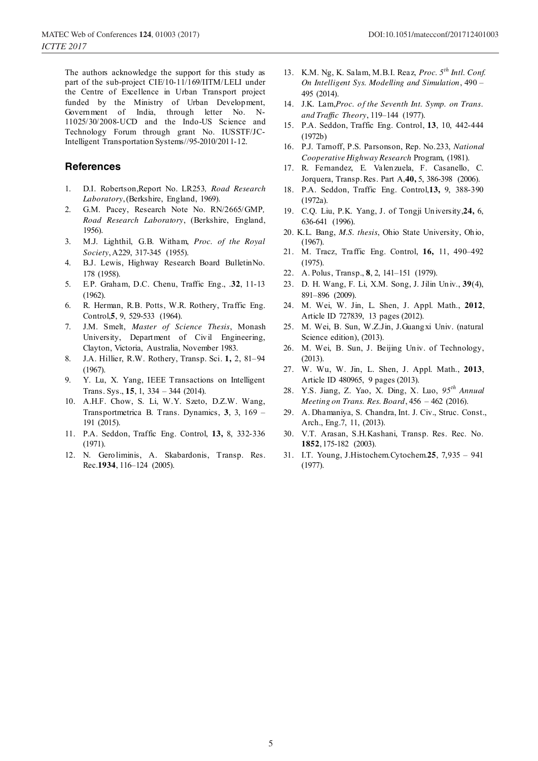The authors acknowledge the support for this study as part of the sub-project CIE/10-11/169/IITM/LELI under the Centre of Excellence in Urban Transport project funded by the Ministry of Urban Development, Government of India, through letter No. N-11025/30/2008-UCD and the Indo-US Science and Technology Forum through grant No. IUSSTF/JC-Intelligent Transportation Systems//95-2010/2011-12.

## References

1. D.I. Robertson,Report No. LR253, *Road Research Laboratory*,(Berkshire, England, 1969).
2. G.M. Pacey, Research Note No. RN/2665/GMP, *Road Research Laboratory*, (Berkshire, England, 1956).
3. M.J. Lighthil, G.B. Witham, *Proc. of the Royal Society*, A229, 317-345 (1955).
4. B.J. Lewis, Highway Research Board BulletinNo. 178 (1958).
5. E.P. Graham, D.C. Chenu, Traffic Eng., .**32**, 11-13 (1962).
6. R. Herman, R.B. Potts, W.R. Rothery, Traffic Eng. Control,**5**, 9, 529-533 (1964).
7. J.M. Smelt, *Master of Science Thesis*, Monash University, Department of Civil Engineering, Clayton, Victoria, Australia, November 1983.
8. J.A. Hillier, R.W. Rothery, Transp. Sci. **1,** 2, 81–94 (1967).
9. Y. Lu, X. Yang, IEEE Transactions on Intelligent Trans. Sys., **15**, 1, 334 – 344 (2014).
10. A.H.F. Chow, S. Li, W.Y. Szeto, D.Z.W. Wang, Transportmetrica B. Trans. Dynamics, **3**, 3, 169 – 191 (2015).
11. P.A. Seddon, Traffic Eng. Control, **13,** 8, 332-336 (1971).
12. N. Geroliminis, A. Skabardonis, Transp. Res. Rec.**1934**, 116–124 (2005).
13. K.M. Ng, K. Salam, M.B.I. Reaz, *Proc. 5th Intl. Conf. On Intelligent Sys. Modelling and Simulation*, 490 – 495 (2014).
14. J.K. Lam,*Proc. of the Seventh Int. Symp. on Trans. and Traffic Theory*, 119–144 (1977).
15. P.A. Seddon, Traffic Eng. Control, **13**, 10, 442-444 (1972b)
16. P.J. Tarnoff, P.S. Parsonson, Rep. No.233, *National Cooperative Highway Research* Program, (1981).
17. R. Fernandez, E. Valenzuela, F. Casanello, C. Jorquera, Transp. Res. Part A,**40,** 5, 386-398 (2006).
18. P.A. Seddon, Traffic Eng. Control,**13,** 9, 388-390 (1972a).
19. C.Q. Liu, P.K. Yang, J. of Tongji University,**24,** 6, 636-641 (1996).
20. K.L. Bang, *M.S. thesis*, Ohio State University, Ohio, (1967).
21. M. Tracz, Traffic Eng. Control, **16,** 11, 490–492 (1975).
22. A. Polus, Transp., **8**, 2, 141–151 (1979).
23. D. H. Wang, F. Li, X.M. Song, J. Jilin Univ., **39**(4), 891–896 (2009).
24. M. Wei, W. Jin, L. Shen, J. Appl. Math., **2012**, Article ID 727839, 13 pages (2012).
25. M. Wei, B. Sun, W.Z.Jin, J.Guangxi Univ. (natural Science edition), (2013).
26. M. Wei, B. Sun, J. Beijing Univ. of Technology, (2013).
27. W. Wu, W. Jin, L. Shen, J. Appl. Math., **2013**, Article ID 480965, 9 pages (2013).
28. Y.S. Jiang, Z. Yao, X. Ding, X. Luo, *95th Annual Meeting on Trans. Res. Board*, 456 – 462 (2016).
29. A. Dhamaniya, S. Chandra, Int. J. Civ., Struc. Const., Arch., Eng.7, 11, (2013).
30. V.T. Arasan, S.H.Kashani, Transp. Res. Rec. No. **1852**, 175-182 (2003).
31. I.T. Young, J.Histochem.Cytochem.**25**, 7,935 – 941 (1977).